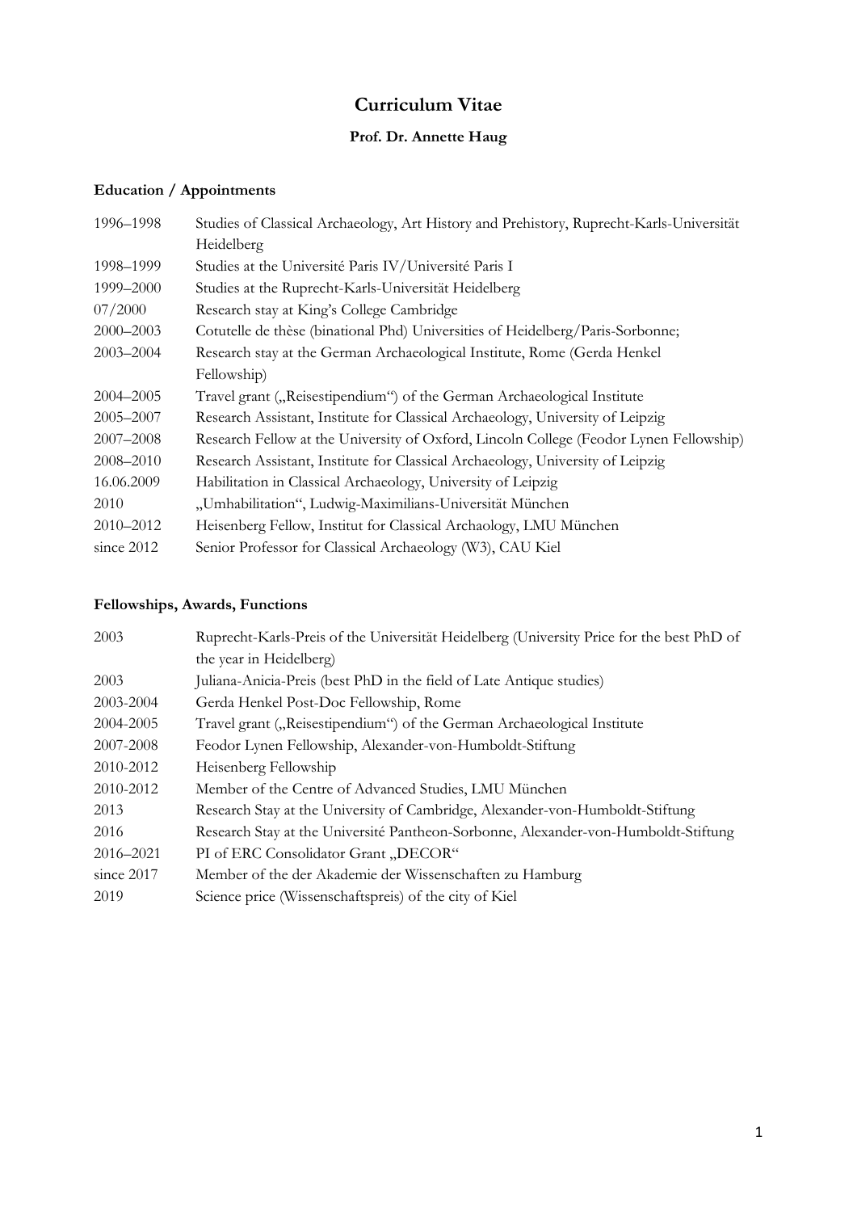# Curriculum Vitae

**Prof. Dr. Annette Haug**

### Education / Appointments

| | |
|---|---|
| 1996–1998 | Studies of Classical Archaeology, Art History and Prehistory, Ruprecht-Karls-Universität Heidelberg |
| 1998–1999 | Studies at the Université Paris IV/Université Paris I |
| 1999–2000 | Studies at the Ruprecht-Karls-Universität Heidelberg |
| 07/2000 | Research stay at King's College Cambridge |
| 2000–2003 | Cotutelle de thèse (binational Phd) Universities of Heidelberg/Paris-Sorbonne; |
| 2003–2004 | Research stay at the German Archaeological Institute, Rome (Gerda Henkel Fellowship) |
| 2004–2005 | Travel grant („Reisestipendium") of the German Archaeological Institute |
| 2005–2007 | Research Assistant, Institute for Classical Archaeology, University of Leipzig |
| 2007–2008 | Research Fellow at the University of Oxford, Lincoln College (Feodor Lynen Fellowship) |
| 2008–2010 | Research Assistant, Institute for Classical Archaeology, University of Leipzig |
| 16.06.2009 | Habilitation in Classical Archaeology, University of Leipzig |
| 2010 | „Umhabilitation", Ludwig-Maximilians-Universität München |
| 2010–2012 | Heisenberg Fellow, Institut for Classical Archaology, LMU München |
| since 2012 | Senior Professor for Classical Archaeology (W3), CAU Kiel |

### Fellowships, Awards, Functions

| | |
|---|---|
| 2003 | Ruprecht-Karls-Preis of the Universität Heidelberg (University Price for the best PhD of the year in Heidelberg) |
| 2003 | Juliana-Anicia-Preis (best PhD in the field of Late Antique studies) |
| 2003-2004 | Gerda Henkel Post-Doc Fellowship, Rome |
| 2004-2005 | Travel grant („Reisestipendium") of the German Archaeological Institute |
| 2007-2008 | Feodor Lynen Fellowship, Alexander-von-Humboldt-Stiftung |
| 2010-2012 | Heisenberg Fellowship |
| 2010-2012 | Member of the Centre of Advanced Studies, LMU München |
| 2013 | Research Stay at the University of Cambridge, Alexander-von-Humboldt-Stiftung |
| 2016 | Research Stay at the Université Pantheon-Sorbonne, Alexander-von-Humboldt-Stiftung |
| 2016–2021 | PI of ERC Consolidator Grant „DECOR" |
| since 2017 | Member of the der Akademie der Wissenschaften zu Hamburg |
| 2019 | Science price (Wissenschaftspreis) of the city of Kiel |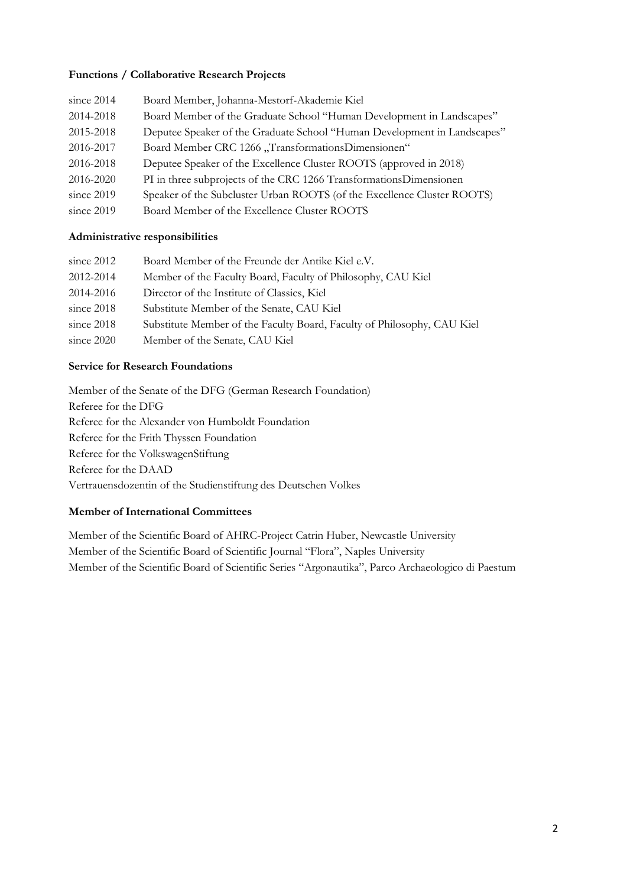**Functions / Collaborative Research Projects**

| | |
|---|---|
| since 2014 | Board Member, Johanna-Mestorf-Akademie Kiel |
| 2014-2018 | Board Member of the Graduate School "Human Development in Landscapes" |
| 2015-2018 | Deputee Speaker of the Graduate School "Human Development in Landscapes" |
| 2016-2017 | Board Member CRC 1266 „TransformationsDimensionen" |
| 2016-2018 | Deputee Speaker of the Excellence Cluster ROOTS (approved in 2018) |
| 2016-2020 | PI in three subprojects of the CRC 1266 TransformationsDimensionen |
| since 2019 | Speaker of the Subcluster Urban ROOTS (of the Excellence Cluster ROOTS) |
| since 2019 | Board Member of the Excellence Cluster ROOTS |

**Administrative responsibilities**

| | |
|---|---|
| since 2012 | Board Member of the Freunde der Antike Kiel e.V. |
| 2012-2014 | Member of the Faculty Board, Faculty of Philosophy, CAU Kiel |
| 2014-2016 | Director of the Institute of Classics, Kiel |
| since 2018 | Substitute Member of the Senate, CAU Kiel |
| since 2018 | Substitute Member of the Faculty Board, Faculty of Philosophy, CAU Kiel |
| since 2020 | Member of the Senate, CAU Kiel |

**Service for Research Foundations**

Member of the Senate of the DFG (German Research Foundation)
Referee for the DFG
Referee for the Alexander von Humboldt Foundation
Referee for the Frith Thyssen Foundation
Referee for the VolkswagenStiftung
Referee for the DAAD
Vertrauensdozentin of the Studienstiftung des Deutschen Volkes

**Member of International Committees**

Member of the Scientific Board of AHRC-Project Catrin Huber, Newcastle University
Member of the Scientific Board of Scientific Journal "Flora", Naples University
Member of the Scientific Board of Scientific Series "Argonautika", Parco Archaeologico di Paestum